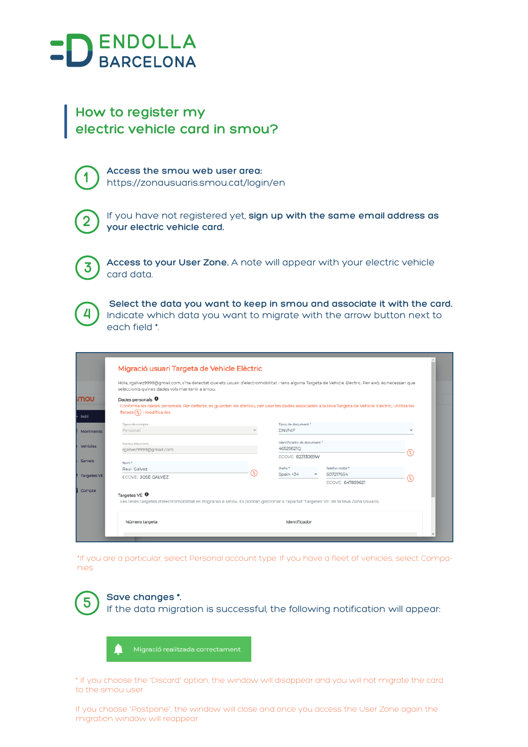# ENDOLLA BARCELONA

## How to register my electric vehicle card in smou?

1. **Access the smou web user area:** https://zonausuaris.smou.cat/login/en

2. If you have not registered yet, **sign up with the same email address as your electric vehicle card.**

3. **Access to your User Zone.** A note will appear with your electric vehicle card data.

4. **Select the data you want to keep in smou and associate it with the card.** Indicate which data you want to migrate with the arrow button next to each field *.

*If you are a particular, select Personal account type. If you have a fleet of vehicles, select Companies.

5. **Save changes *.** If the data migration is successful, the following notification will appear:

Migració realitzada correctament

* If you choose the "Discard" option, the window will disappear and you will not migrate the card to the smou user.

If you choose "Postpone", the window will close and once you access the User Zone again the migration window will reappear.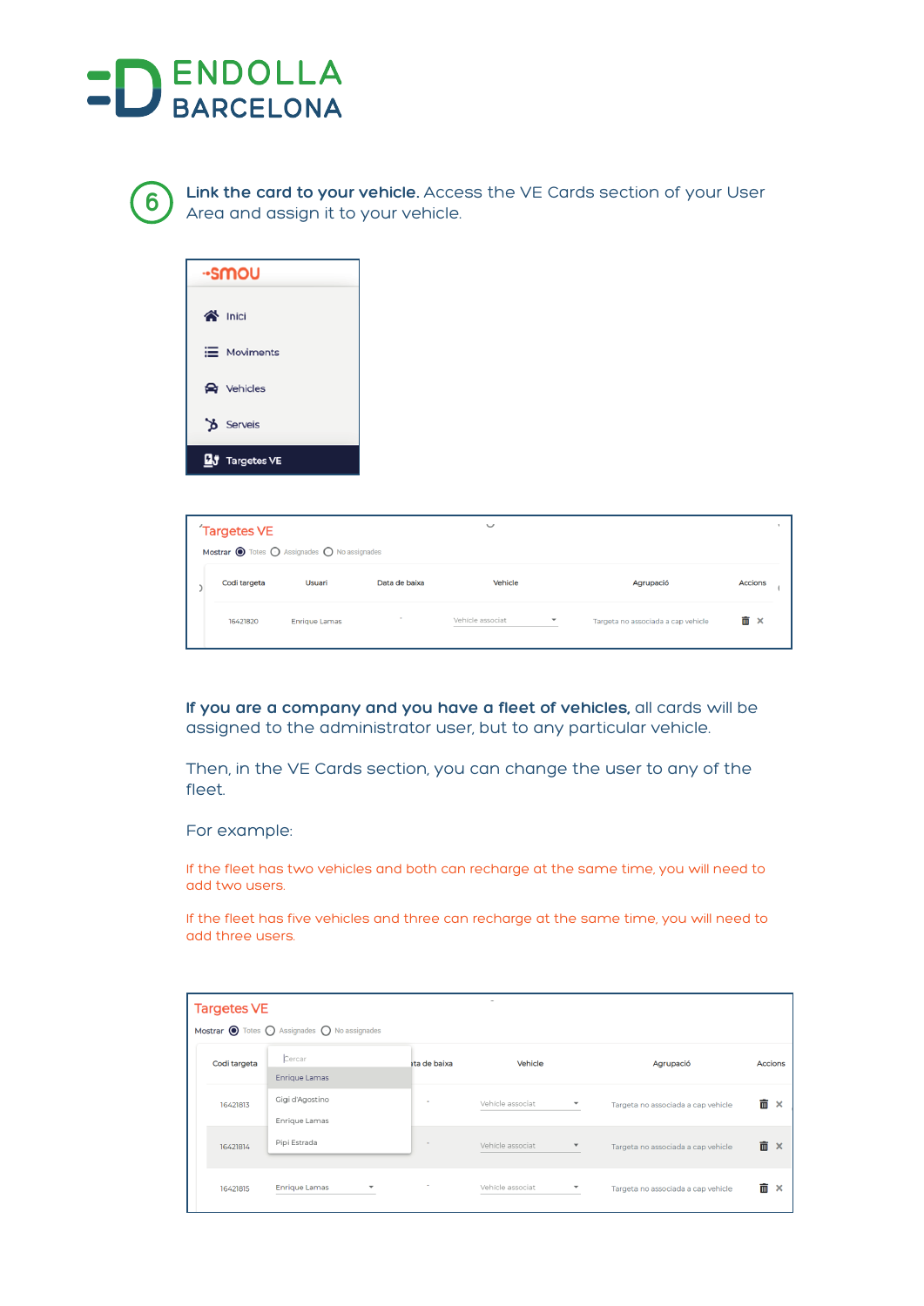**ENDOLLA BARCELONA**

6. **Link the card to your vehicle.** Access the VE Cards section of your User Area and assign it to your vehicle.

smou

- Inici
- Moviments
- Vehicles
- Serveis
- Targetes VE

Targetes VE

Mostrar Totes Assignades No assignades

| Codi targeta | Usuari | Data de baixa | Vehicle | Agrupació | Accions |
|---|---|---|---|---|---|
| 16421820 | Enrique Lamas | - | Vehicle associat | Targeta no associada a cap vehicle | |

**If you are a company and you have a fleet of vehicles,** all cards will be assigned to the administrator user, but to any particular vehicle.

Then, in the VE Cards section, you can change the user to any of the fleet.

For example:

If the fleet has two vehicles and both can recharge at the same time, you will need to add two users.

If the fleet has five vehicles and three can recharge at the same time, you will need to add three users.

Targetes VE

Mostrar Totes Assignades No assignades

| Codi targeta | Usuari | Data de baixa | Vehicle | Agrupació | Accions |
|---|---|---|---|---|---|
| 16421813 | | - | Vehicle associat | Targeta no associada a cap vehicle | |
| 16421814 | | - | Vehicle associat | Targeta no associada a cap vehicle | |
| 16421815 | Enrique Lamas | - | Vehicle associat | Targeta no associada a cap vehicle | |

Cercar
- Enrique Lamas
- Gigi d'Agostino
- Enrique Lamas
- Pipi Estrada